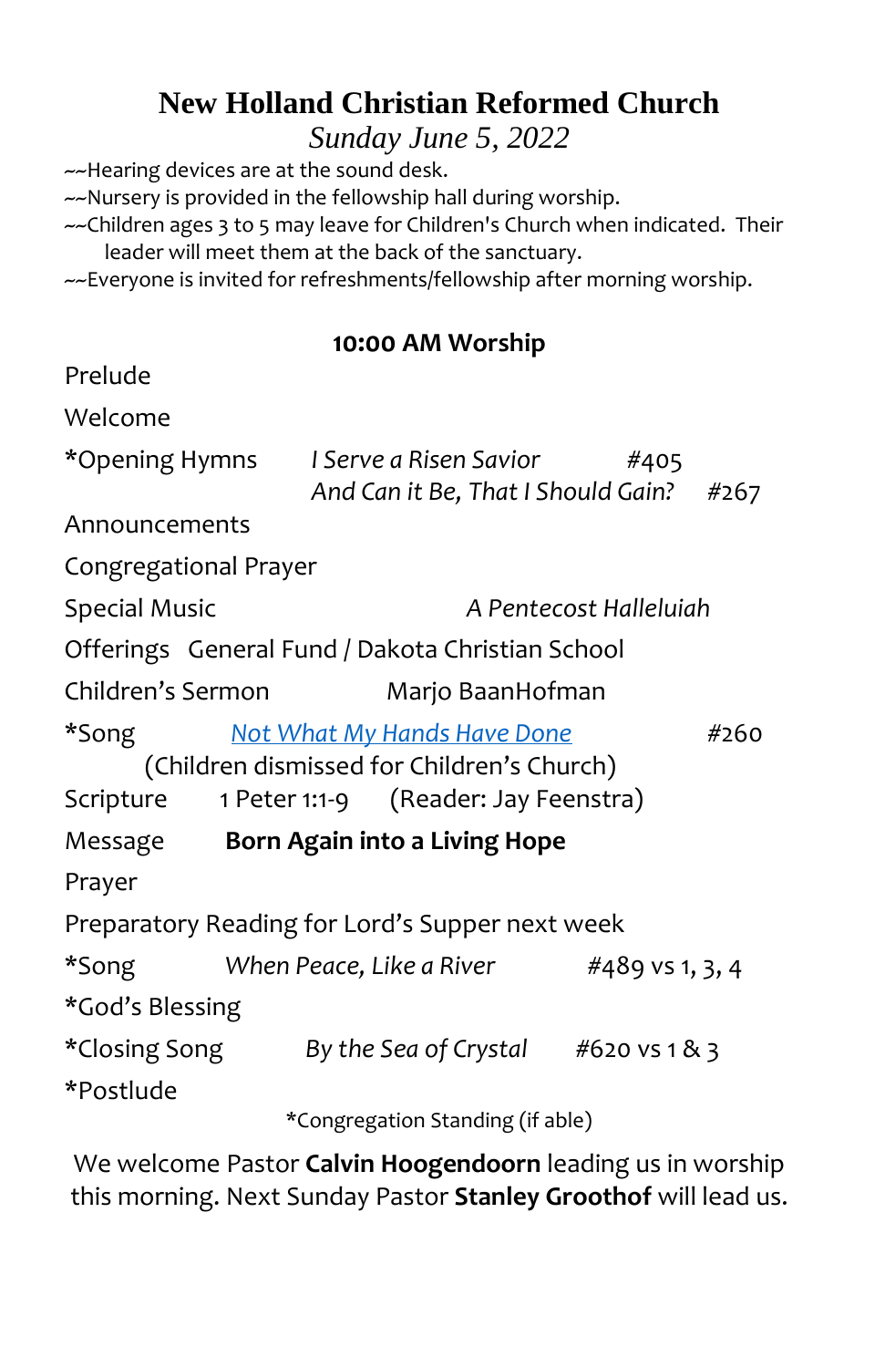# New Holland Christian Reformed Church

*Sunday June 5, 2022*

~~Hearing devices are at the sound desk.
~~Nursery is provided in the fellowship hall during worship.
~~Children ages 3 to 5 may leave for Children's Church when indicated. Their leader will meet them at the back of the sanctuary.
~~Everyone is invited for refreshments/fellowship after morning worship.

## 10:00 AM Worship

Prelude

Welcome

*Opening Hymns *I Serve a Risen Savior* #405
*And Can it Be, That I Should Gain?* #267

Announcements

Congregational Prayer

Special Music *A Pentecost Halleluiah*

Offerings General Fund / Dakota Christian School

Children's Sermon Marjo BaanHofman

*Song *Not What My Hands Have Done* #260
(Children dismissed for Children's Church)

Scripture 1 Peter 1:1-9 (Reader: Jay Feenstra)

Message **Born Again into a Living Hope**

Prayer

Preparatory Reading for Lord's Supper next week

*Song *When Peace, Like a River* #489 vs 1, 3, 4

*God's Blessing

*Closing Song *By the Sea of Crystal* #620 vs 1 & 3

*Postlude

*Congregation Standing (if able)

We welcome Pastor **Calvin Hoogendoorn** leading us in worship this morning. Next Sunday Pastor **Stanley Groothof** will lead us.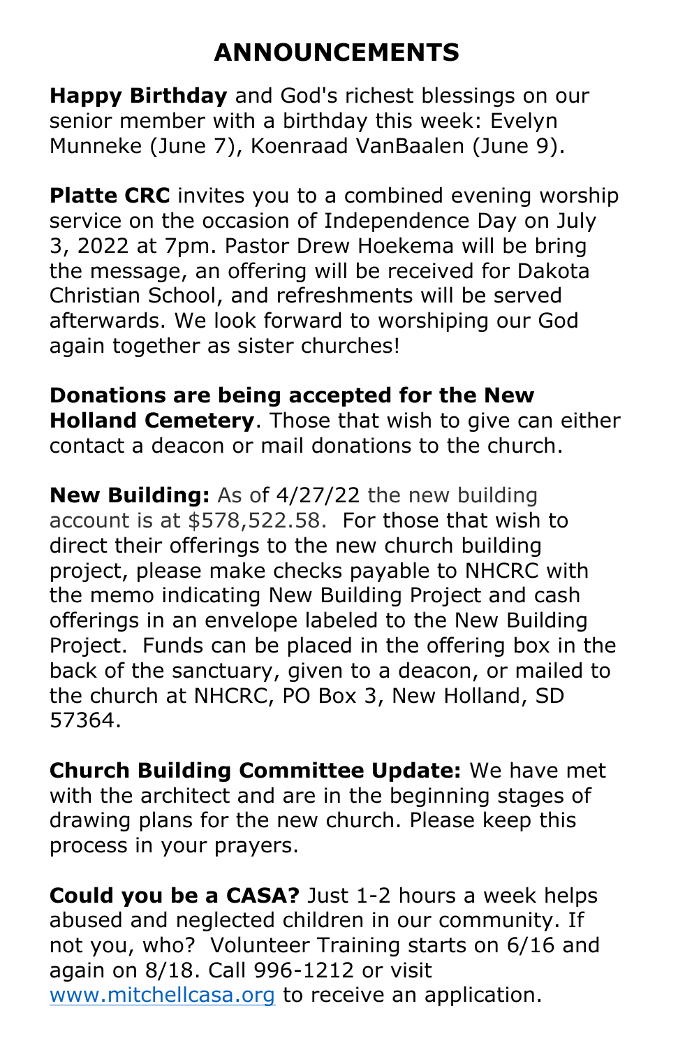# ANNOUNCEMENTS

**Happy Birthday** and God's richest blessings on our senior member with a birthday this week: Evelyn Munneke (June 7), Koenraad VanBaalen (June 9).

**Platte CRC** invites you to a combined evening worship service on the occasion of Independence Day on July 3, 2022 at 7pm. Pastor Drew Hoekema will be bring the message, an offering will be received for Dakota Christian School, and refreshments will be served afterwards. We look forward to worshiping our God again together as sister churches!

**Donations are being accepted for the New Holland Cemetery**. Those that wish to give can either contact a deacon or mail donations to the church.

**New Building:** As of 4/27/22 the new building account is at $578,522.58. For those that wish to direct their offerings to the new church building project, please make checks payable to NHCRC with the memo indicating New Building Project and cash offerings in an envelope labeled to the New Building Project. Funds can be placed in the offering box in the back of the sanctuary, given to a deacon, or mailed to the church at NHCRC, PO Box 3, New Holland, SD 57364.

**Church Building Committee Update:** We have met with the architect and are in the beginning stages of drawing plans for the new church. Please keep this process in your prayers.

**Could you be a CASA?** Just 1-2 hours a week helps abused and neglected children in our community. If not you, who? Volunteer Training starts on 6/16 and again on 8/18. Call 996-1212 or visit www.mitchellcasa.org to receive an application.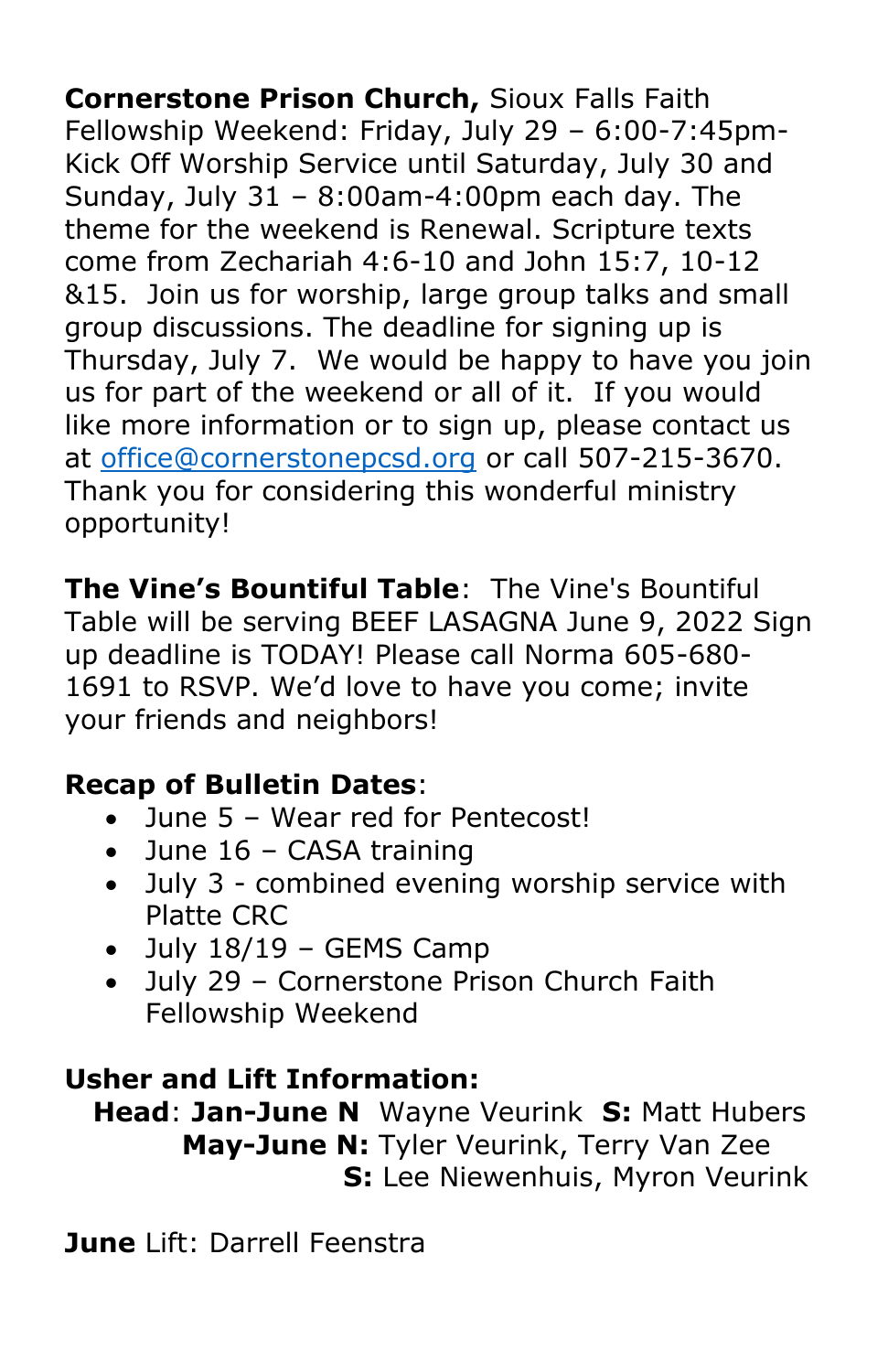**Cornerstone Prison Church,** Sioux Falls Faith Fellowship Weekend: Friday, July 29 – 6:00-7:45pm- Kick Off Worship Service until Saturday, July 30 and Sunday, July 31 – 8:00am-4:00pm each day. The theme for the weekend is Renewal. Scripture texts come from Zechariah 4:6-10 and John 15:7, 10-12 &15. Join us for worship, large group talks and small group discussions. The deadline for signing up is Thursday, July 7. We would be happy to have you join us for part of the weekend or all of it. If you would like more information or to sign up, please contact us at office@cornerstonepcsd.org or call 507-215-3670. Thank you for considering this wonderful ministry opportunity!

**The Vine's Bountiful Table**: The Vine's Bountiful Table will be serving BEEF LASAGNA June 9, 2022 Sign up deadline is TODAY! Please call Norma 605-680-1691 to RSVP. We'd love to have you come; invite your friends and neighbors!

**Recap of Bulletin Dates**:

- June 5 – Wear red for Pentecost!
- June 16 – CASA training
- July 3 - combined evening worship service with Platte CRC
- July 18/19 – GEMS Camp
- July 29 – Cornerstone Prison Church Faith Fellowship Weekend

**Usher and Lift Information:**

**Head**: **Jan-June N** Wayne Veurink **S:** Matt Hubers

**May-June N:** Tyler Veurink, Terry Van Zee

**S:** Lee Niewenhuis, Myron Veurink

**June** Lift: Darrell Feenstra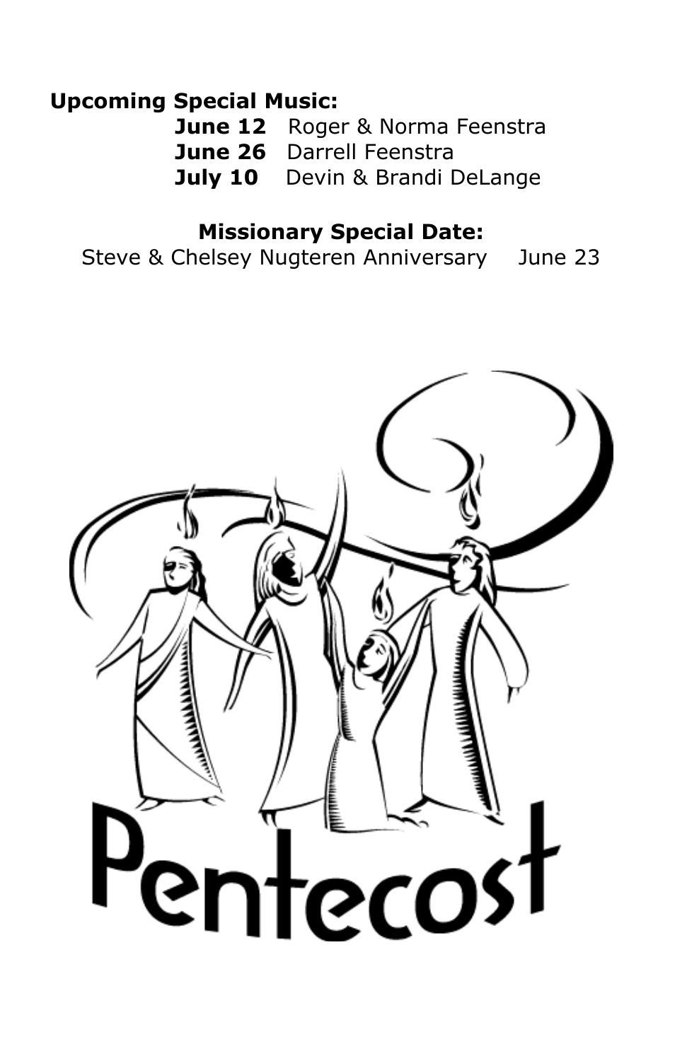**Upcoming Special Music:**

**June 12** Roger & Norma Feenstra
**June 26** Darrell Feenstra
**July 10** Devin & Brandi DeLange

**Missionary Special Date:**

Steve & Chelsey Nugteren Anniversary June 23

Pentecost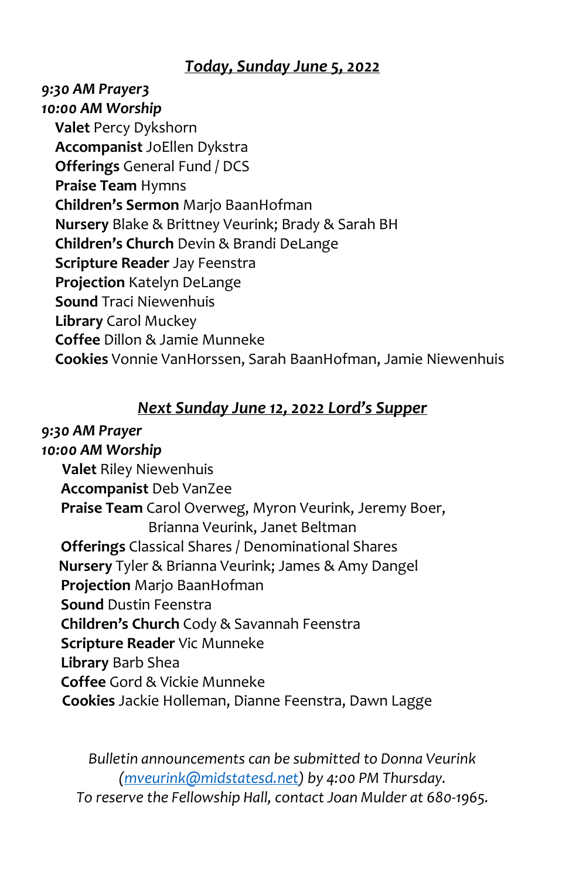## ***Today, Sunday June 5, 2022***

*9:30 AM Prayer3*
*10:00 AM Worship*

**Valet** Percy Dykshorn
**Accompanist** JoEllen Dykstra
**Offerings** General Fund / DCS
**Praise Team** Hymns
**Children's Sermon** Marjo BaanHofman
**Nursery** Blake & Brittney Veurink; Brady & Sarah BH
**Children's Church** Devin & Brandi DeLange
**Scripture Reader** Jay Feenstra
**Projection** Katelyn DeLange
**Sound** Traci Niewenhuis
**Library** Carol Muckey
**Coffee** Dillon & Jamie Munneke
**Cookies** Vonnie VanHorssen, Sarah BaanHofman, Jamie Niewenhuis

## ***Next Sunday June 12, 2022 Lord's Supper***

*9:30 AM Prayer*
*10:00 AM Worship*

**Valet** Riley Niewenhuis
**Accompanist** Deb VanZee
**Praise Team** Carol Overweg, Myron Veurink, Jeremy Boer, Brianna Veurink, Janet Beltman
**Offerings** Classical Shares / Denominational Shares
**Nursery** Tyler & Brianna Veurink; James & Amy Dangel
**Projection** Marjo BaanHofman
**Sound** Dustin Feenstra
**Children's Church** Cody & Savannah Feenstra
**Scripture Reader** Vic Munneke
**Library** Barb Shea
**Coffee** Gord & Vickie Munneke
**Cookies** Jackie Holleman, Dianne Feenstra, Dawn Lagge

*Bulletin announcements can be submitted to Donna Veurink (mveurink@midstatesd.net) by 4:00 PM Thursday.*
*To reserve the Fellowship Hall, contact Joan Mulder at 680-1965.*